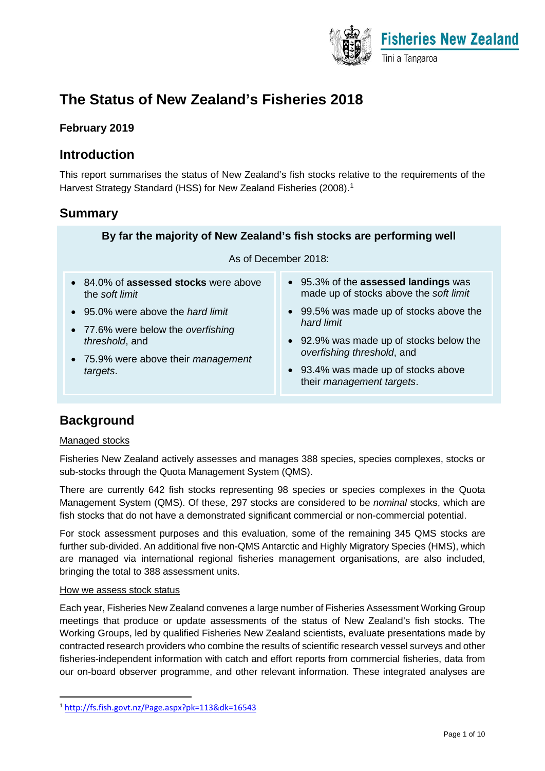# The Status of New Zealand's Fisheries 2018

**February 2019**

## Introduction

This report summarises the status of New Zealand's fish stocks relative to the requirements of the Harvest Strategy Standard (HSS) for New Zealand Fisheries (2008).[1]

## Summary

**By far the majority of New Zealand's fish stocks are performing well**

As of December 2018:

- 84.0% of **assessed stocks** were above the *soft limit*
- 95.0% were above the *hard limit*
- 77.6% were below the *overfishing threshold*, and
- 75.9% were above their *management targets*.

- 95.3% of the **assessed landings** was made up of stocks above the *soft limit*
- 99.5% was made up of stocks above the *hard limit*
- 92.9% was made up of stocks below the *overfishing threshold*, and
- 93.4% was made up of stocks above their *management targets*.

## Background

Managed stocks

Fisheries New Zealand actively assesses and manages 388 species, species complexes, stocks or sub-stocks through the Quota Management System (QMS).

There are currently 642 fish stocks representing 98 species or species complexes in the Quota Management System (QMS). Of these, 297 stocks are considered to be *nominal* stocks, which are fish stocks that do not have a demonstrated significant commercial or non-commercial potential.

For stock assessment purposes and this evaluation, some of the remaining 345 QMS stocks are further sub-divided. An additional five non-QMS Antarctic and Highly Migratory Species (HMS), which are managed via international regional fisheries management organisations, are also included, bringing the total to 388 assessment units.

How we assess stock status

Each year, Fisheries New Zealand convenes a large number of Fisheries Assessment Working Group meetings that produce or update assessments of the status of New Zealand's fish stocks. The Working Groups, led by qualified Fisheries New Zealand scientists, evaluate presentations made by contracted research providers who combine the results of scientific research vessel surveys and other fisheries-independent information with catch and effort reports from commercial fisheries, data from our on-board observer programme, and other relevant information. These integrated analyses are

[1] http://fs.fish.govt.nz/Page.aspx?pk=113&dk=16543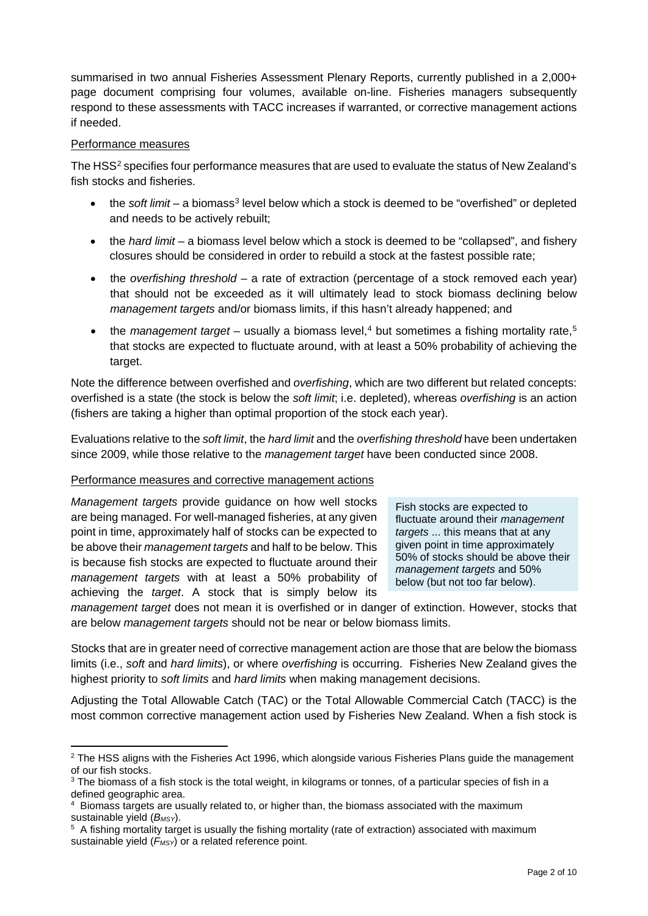summarised in two annual Fisheries Assessment Plenary Reports, currently published in a 2,000+ page document comprising four volumes, available on-line. Fisheries managers subsequently respond to these assessments with TACC increases if warranted, or corrective management actions if needed.

Performance measures

The HSS[2] specifies four performance measures that are used to evaluate the status of New Zealand's fish stocks and fisheries.

- the *soft limit* – a biomass[3] level below which a stock is deemed to be "overfished" or depleted and needs to be actively rebuilt;
- the *hard limit* – a biomass level below which a stock is deemed to be "collapsed", and fishery closures should be considered in order to rebuild a stock at the fastest possible rate;
- the *overfishing threshold* – a rate of extraction (percentage of a stock removed each year) that should not be exceeded as it will ultimately lead to stock biomass declining below *management targets* and/or biomass limits, if this hasn't already happened; and
- the *management target* – usually a biomass level,[4] but sometimes a fishing mortality rate,[5] that stocks are expected to fluctuate around, with at least a 50% probability of achieving the target.

Note the difference between overfished and *overfishing*, which are two different but related concepts: overfished is a state (the stock is below the *soft limit*; i.e. depleted), whereas *overfishing* is an action (fishers are taking a higher than optimal proportion of the stock each year).

Evaluations relative to the *soft limit*, the *hard limit* and the *overfishing threshold* have been undertaken since 2009, while those relative to the *management target* have been conducted since 2008.

Performance measures and corrective management actions

*Management targets* provide guidance on how well stocks are being managed. For well-managed fisheries, at any given point in time, approximately half of stocks can be expected to be above their *management targets* and half to be below. This is because fish stocks are expected to fluctuate around their *management targets* with at least a 50% probability of achieving the *target*. A stock that is simply below its *management target* does not mean it is overfished or in danger of extinction. However, stocks that are below *management targets* should not be near or below biomass limits.

> Fish stocks are expected to fluctuate around their *management targets* ... this means that at any given point in time approximately 50% of stocks should be above their *management targets* and 50% below (but not too far below).

Stocks that are in greater need of corrective management action are those that are below the biomass limits (i.e., *soft* and *hard limits*), or where *overfishing* is occurring. Fisheries New Zealand gives the highest priority to *soft limits* and *hard limits* when making management decisions.

Adjusting the Total Allowable Catch (TAC) or the Total Allowable Commercial Catch (TACC) is the most common corrective management action used by Fisheries New Zealand. When a fish stock is

---

[2] The HSS aligns with the Fisheries Act 1996, which alongside various Fisheries Plans guide the management of our fish stocks.

[3] The biomass of a fish stock is the total weight, in kilograms or tonnes, of a particular species of fish in a defined geographic area.

[4] Biomass targets are usually related to, or higher than, the biomass associated with the maximum sustainable yield ($B_{MSY}$).

[5] A fishing mortality target is usually the fishing mortality (rate of extraction) associated with maximum sustainable yield ($F_{MSY}$) or a related reference point.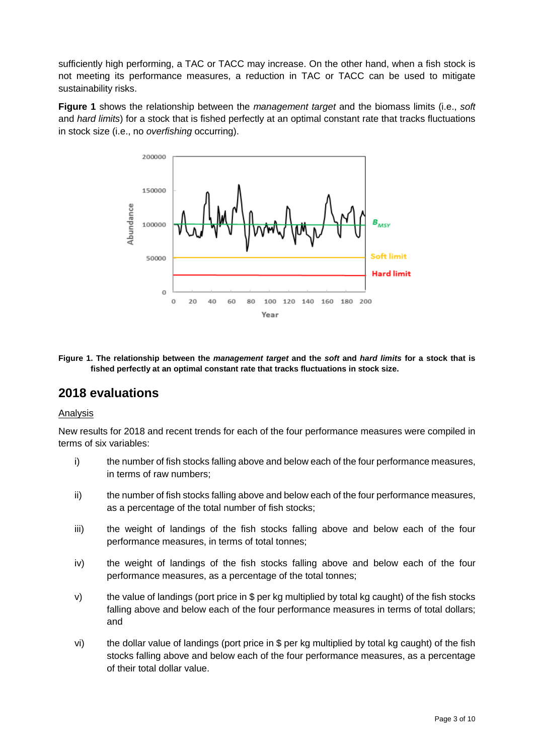sufficiently high performing, a TAC or TACC may increase. On the other hand, when a fish stock is not meeting its performance measures, a reduction in TAC or TACC can be used to mitigate sustainability risks.

**Figure 1** shows the relationship between the *management target* and the biomass limits (i.e., *soft* and *hard limits*) for a stock that is fished perfectly at an optimal constant rate that tracks fluctuations in stock size (i.e., no *overfishing* occurring).

**Figure 1. The relationship between the *management target* and the *soft* and *hard limits* for a stock that is fished perfectly at an optimal constant rate that tracks fluctuations in stock size.**

## 2018 evaluations

Analysis

New results for 2018 and recent trends for each of the four performance measures were compiled in terms of six variables:

i) the number of fish stocks falling above and below each of the four performance measures, in terms of raw numbers;

ii) the number of fish stocks falling above and below each of the four performance measures, as a percentage of the total number of fish stocks;

iii) the weight of landings of the fish stocks falling above and below each of the four performance measures, in terms of total tonnes;

iv) the weight of landings of the fish stocks falling above and below each of the four performance measures, as a percentage of the total tonnes;

v) the value of landings (port price in $ per kg multiplied by total kg caught) of the fish stocks falling above and below each of the four performance measures in terms of total dollars; and

vi) the dollar value of landings (port price in $ per kg multiplied by total kg caught) of the fish stocks falling above and below each of the four performance measures, as a percentage of their total dollar value.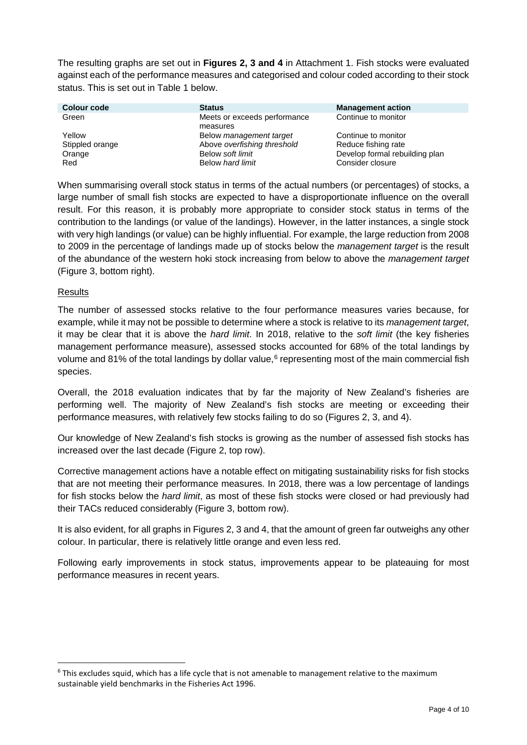The resulting graphs are set out in **Figures 2, 3 and 4** in Attachment 1. Fish stocks were evaluated against each of the performance measures and categorised and colour coded according to their stock status. This is set out in Table 1 below.

| Colour code | Status | Management action |
| --- | --- | --- |
| Green | Meets or exceeds performance measures | Continue to monitor |
| Yellow | Below *management target* | Continue to monitor |
| Stippled orange | Above *overfishing threshold* | Reduce fishing rate |
| Orange | Below *soft limit* | Develop formal rebuilding plan |
| Red | Below *hard limit* | Consider closure |

When summarising overall stock status in terms of the actual numbers (or percentages) of stocks, a large number of small fish stocks are expected to have a disproportionate influence on the overall result. For this reason, it is probably more appropriate to consider stock status in terms of the contribution to the landings (or value of the landings). However, in the latter instances, a single stock with very high landings (or value) can be highly influential. For example, the large reduction from 2008 to 2009 in the percentage of landings made up of stocks below the *management target* is the result of the abundance of the western hoki stock increasing from below to above the *management target* (Figure 3, bottom right).

## Results

The number of assessed stocks relative to the four performance measures varies because, for example, while it may not be possible to determine where a stock is relative to its *management target*, it may be clear that it is above the *hard limit*. In 2018, relative to the *soft limit* (the key fisheries management performance measure), assessed stocks accounted for 68% of the total landings by volume and 81% of the total landings by dollar value,[6] representing most of the main commercial fish species.

Overall, the 2018 evaluation indicates that by far the majority of New Zealand's fisheries are performing well. The majority of New Zealand's fish stocks are meeting or exceeding their performance measures, with relatively few stocks failing to do so (Figures 2, 3, and 4).

Our knowledge of New Zealand's fish stocks is growing as the number of assessed fish stocks has increased over the last decade (Figure 2, top row).

Corrective management actions have a notable effect on mitigating sustainability risks for fish stocks that are not meeting their performance measures. In 2018, there was a low percentage of landings for fish stocks below the *hard limit*, as most of these fish stocks were closed or had previously had their TACs reduced considerably (Figure 3, bottom row).

It is also evident, for all graphs in Figures 2, 3 and 4, that the amount of green far outweighs any other colour. In particular, there is relatively little orange and even less red.

Following early improvements in stock status, improvements appear to be plateauing for most performance measures in recent years.

[6] This excludes squid, which has a life cycle that is not amenable to management relative to the maximum sustainable yield benchmarks in the Fisheries Act 1996.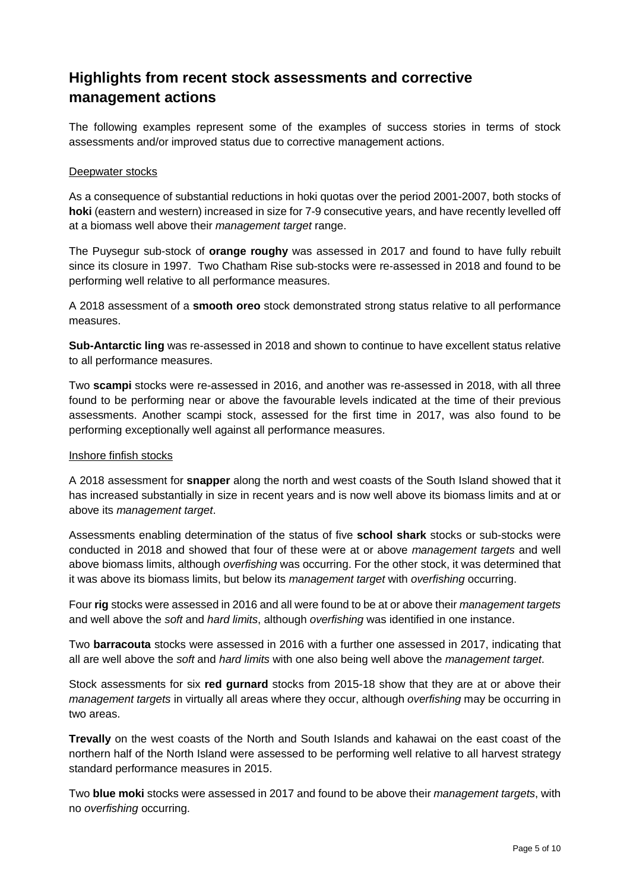## Highlights from recent stock assessments and corrective management actions

The following examples represent some of the examples of success stories in terms of stock assessments and/or improved status due to corrective management actions.

<u>Deepwater stocks</u>

As a consequence of substantial reductions in hoki quotas over the period 2001-2007, both stocks of **hoki** (eastern and western) increased in size for 7-9 consecutive years, and have recently levelled off at a biomass well above their *management target* range.

The Puysegur sub-stock of **orange roughy** was assessed in 2017 and found to have fully rebuilt since its closure in 1997. Two Chatham Rise sub-stocks were re-assessed in 2018 and found to be performing well relative to all performance measures.

A 2018 assessment of a **smooth oreo** stock demonstrated strong status relative to all performance measures.

**Sub-Antarctic ling** was re-assessed in 2018 and shown to continue to have excellent status relative to all performance measures.

Two **scampi** stocks were re-assessed in 2016, and another was re-assessed in 2018, with all three found to be performing near or above the favourable levels indicated at the time of their previous assessments. Another scampi stock, assessed for the first time in 2017, was also found to be performing exceptionally well against all performance measures.

<u>Inshore finfish stocks</u>

A 2018 assessment for **snapper** along the north and west coasts of the South Island showed that it has increased substantially in size in recent years and is now well above its biomass limits and at or above its *management target*.

Assessments enabling determination of the status of five **school shark** stocks or sub-stocks were conducted in 2018 and showed that four of these were at or above *management targets* and well above biomass limits, although *overfishing* was occurring. For the other stock, it was determined that it was above its biomass limits, but below its *management target* with *overfishing* occurring.

Four **rig** stocks were assessed in 2016 and all were found to be at or above their *management targets* and well above the *soft* and *hard limits*, although *overfishing* was identified in one instance.

Two **barracouta** stocks were assessed in 2016 with a further one assessed in 2017, indicating that all are well above the *soft* and *hard limits* with one also being well above the *management target*.

Stock assessments for six **red gurnard** stocks from 2015-18 show that they are at or above their *management targets* in virtually all areas where they occur, although *overfishing* may be occurring in two areas.

**Trevally** on the west coasts of the North and South Islands and kahawai on the east coast of the northern half of the North Island were assessed to be performing well relative to all harvest strategy standard performance measures in 2015.

Two **blue moki** stocks were assessed in 2017 and found to be above their *management targets*, with no *overfishing* occurring.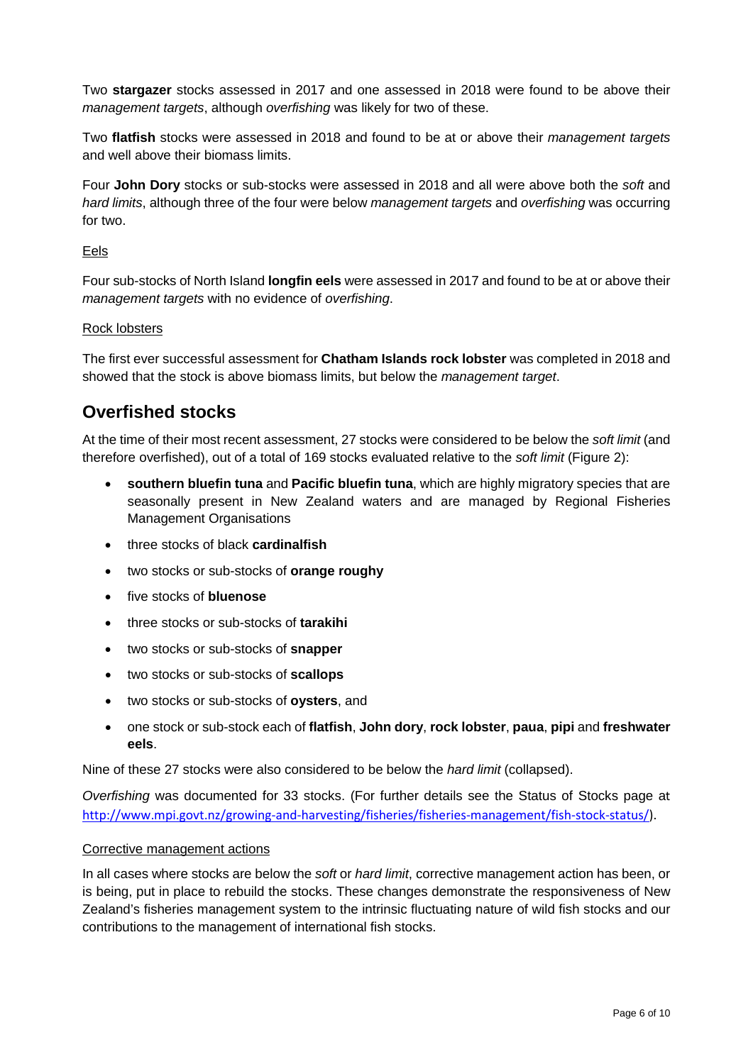Two **stargazer** stocks assessed in 2017 and one assessed in 2018 were found to be above their *management targets*, although *overfishing* was likely for two of these.

Two **flatfish** stocks were assessed in 2018 and found to be at or above their *management targets* and well above their biomass limits.

Four **John Dory** stocks or sub-stocks were assessed in 2018 and all were above both the *soft* and *hard limits*, although three of the four were below *management targets* and *overfishing* was occurring for two.

Eels

Four sub-stocks of North Island **longfin eels** were assessed in 2017 and found to be at or above their *management targets* with no evidence of *overfishing*.

Rock lobsters

The first ever successful assessment for **Chatham Islands rock lobster** was completed in 2018 and showed that the stock is above biomass limits, but below the *management target*.

## Overfished stocks

At the time of their most recent assessment, 27 stocks were considered to be below the *soft limit* (and therefore overfished), out of a total of 169 stocks evaluated relative to the *soft limit* (Figure 2):

- **southern bluefin tuna** and **Pacific bluefin tuna**, which are highly migratory species that are seasonally present in New Zealand waters and are managed by Regional Fisheries Management Organisations
- three stocks of black **cardinalfish**
- two stocks or sub-stocks of **orange roughy**
- five stocks of **bluenose**
- three stocks or sub-stocks of **tarakihi**
- two stocks or sub-stocks of **snapper**
- two stocks or sub-stocks of **scallops**
- two stocks or sub-stocks of **oysters**, and
- one stock or sub-stock each of **flatfish**, **John dory**, **rock lobster**, **paua**, **pipi** and **freshwater eels**.

Nine of these 27 stocks were also considered to be below the *hard limit* (collapsed).

*Overfishing* was documented for 33 stocks. (For further details see the Status of Stocks page at http://www.mpi.govt.nz/growing-and-harvesting/fisheries/fisheries-management/fish-stock-status/).

Corrective management actions

In all cases where stocks are below the *soft* or *hard limit*, corrective management action has been, or is being, put in place to rebuild the stocks. These changes demonstrate the responsiveness of New Zealand's fisheries management system to the intrinsic fluctuating nature of wild fish stocks and our contributions to the management of international fish stocks.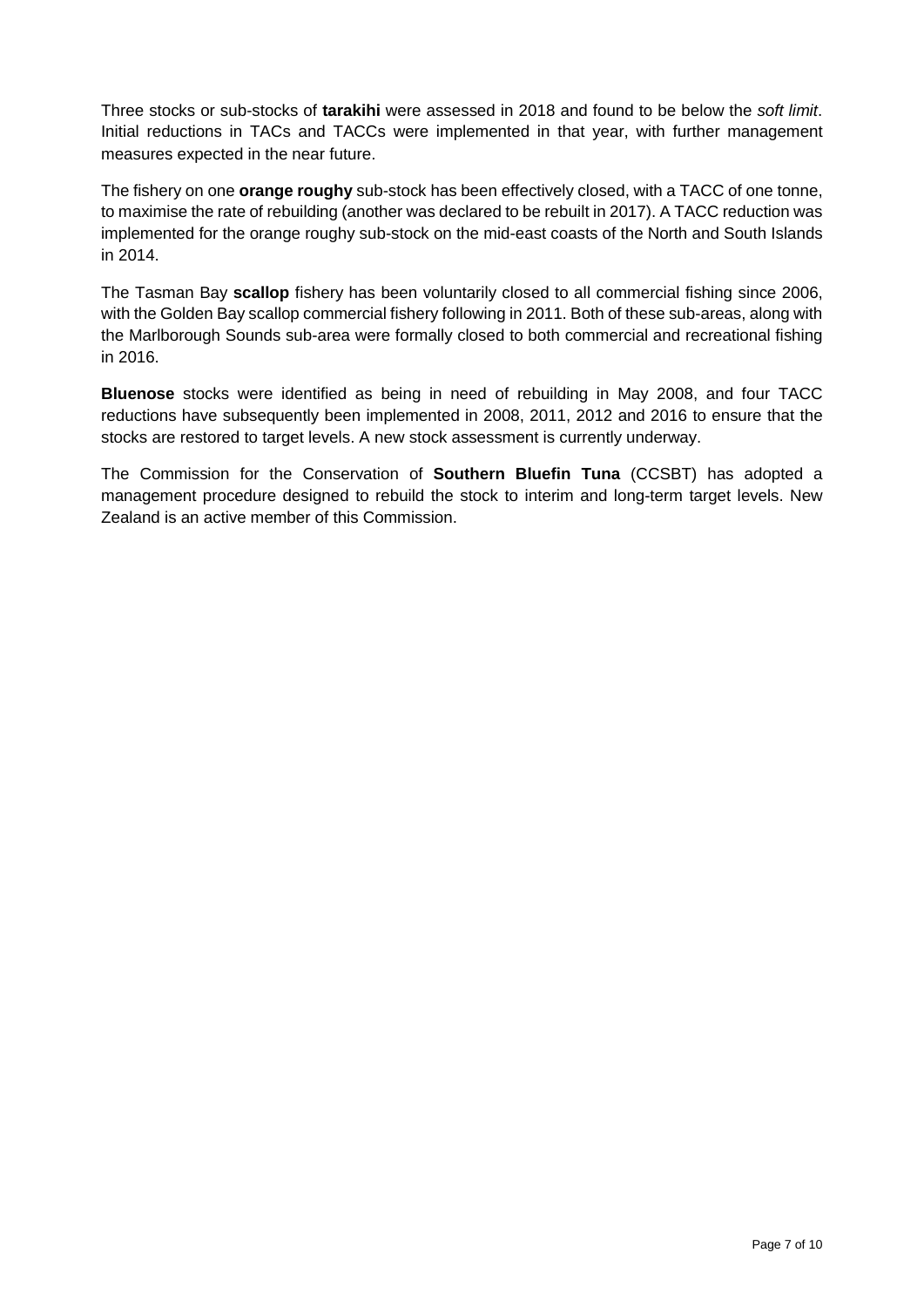Three stocks or sub-stocks of **tarakihi** were assessed in 2018 and found to be below the *soft limit*. Initial reductions in TACs and TACCs were implemented in that year, with further management measures expected in the near future.

The fishery on one **orange roughy** sub-stock has been effectively closed, with a TACC of one tonne, to maximise the rate of rebuilding (another was declared to be rebuilt in 2017). A TACC reduction was implemented for the orange roughy sub-stock on the mid-east coasts of the North and South Islands in 2014.

The Tasman Bay **scallop** fishery has been voluntarily closed to all commercial fishing since 2006, with the Golden Bay scallop commercial fishery following in 2011. Both of these sub-areas, along with the Marlborough Sounds sub-area were formally closed to both commercial and recreational fishing in 2016.

**Bluenose** stocks were identified as being in need of rebuilding in May 2008, and four TACC reductions have subsequently been implemented in 2008, 2011, 2012 and 2016 to ensure that the stocks are restored to target levels. A new stock assessment is currently underway.

The Commission for the Conservation of **Southern Bluefin Tuna** (CCSBT) has adopted a management procedure designed to rebuild the stock to interim and long-term target levels. New Zealand is an active member of this Commission.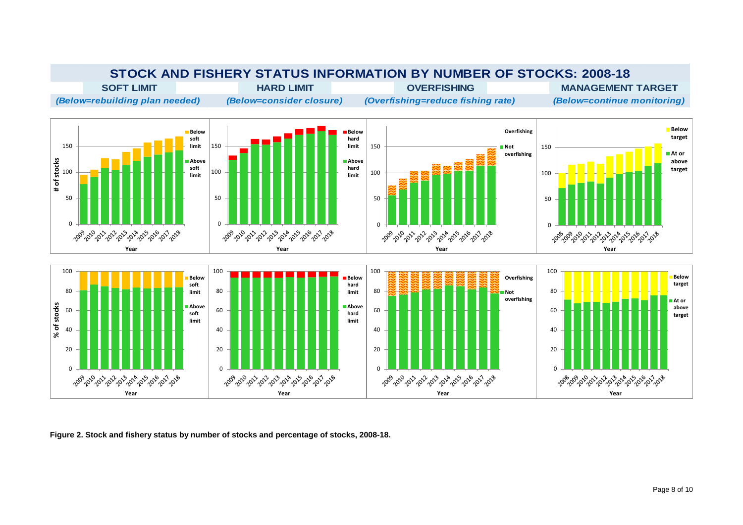## STOCK AND FISHERY STATUS INFORMATION BY NUMBER OF STOCKS: 2008-18

| SOFT LIMIT | HARD LIMIT | OVERFISHING | MANAGEMENT TARGET |
|---|---|---|---|
| *(Below=rebuilding plan needed)* | *(Below=consider closure)* | *(Overfishing=reduce fishing rate)* | *(Below=continue monitoring)* |

**Figure 2. Stock and fishery status by number of stocks and percentage of stocks, 2008-18.**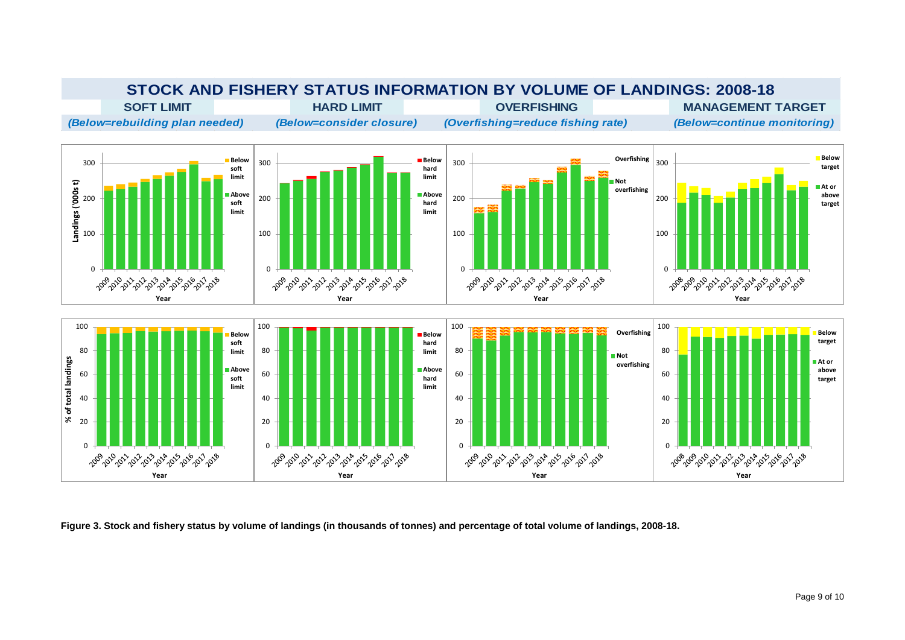## STOCK AND FISHERY STATUS INFORMATION BY VOLUME OF LANDINGS: 2008-18

| SOFT LIMIT | HARD LIMIT | OVERFISHING | MANAGEMENT TARGET |
|---|---|---|---|
| *(Below=rebuilding plan needed)* | *(Below=consider closure)* | *(Overfishing=reduce fishing rate)* | *(Below=continue monitoring)* |

**Figure 3. Stock and fishery status by volume of landings (in thousands of tonnes) and percentage of total volume of landings, 2008-18.**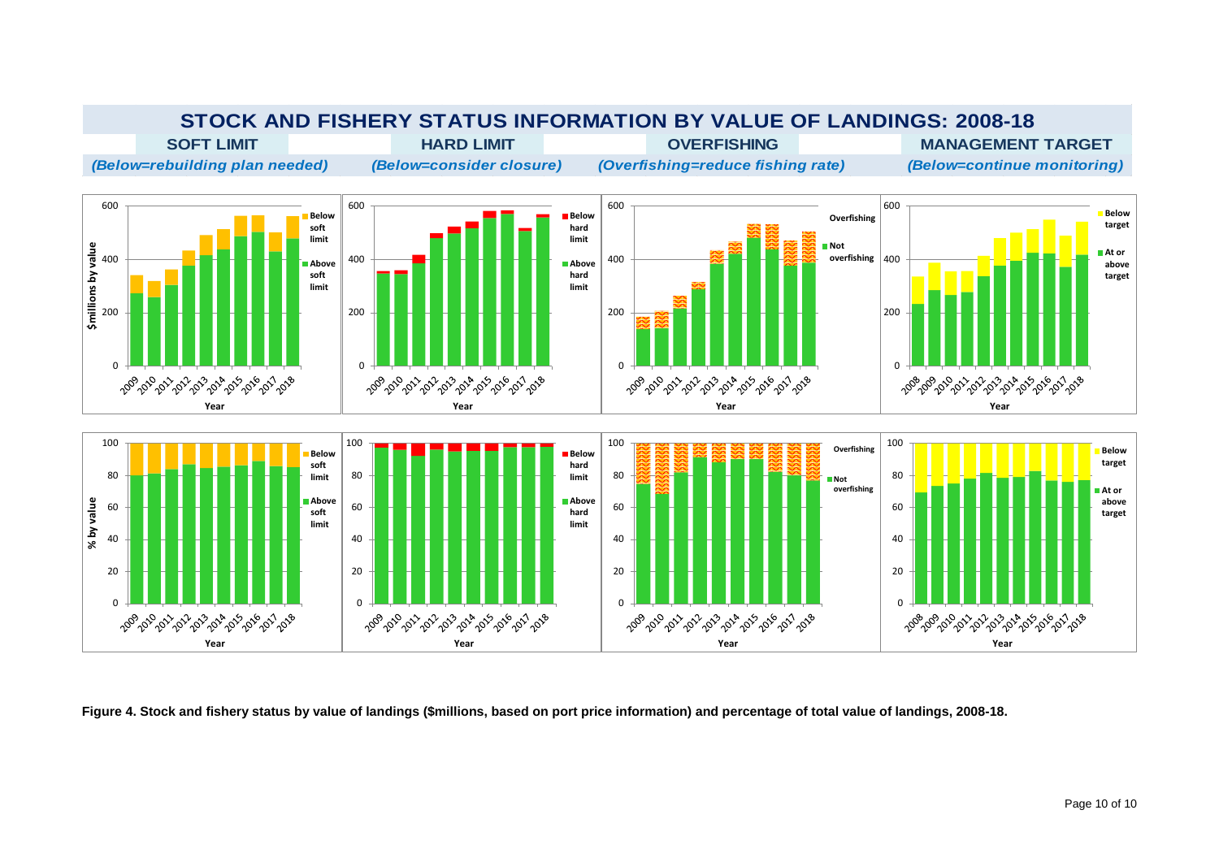# STOCK AND FISHERY STATUS INFORMATION BY VALUE OF LANDINGS: 2008-18

**SOFT LIMIT** *(Below=rebuilding plan needed)*

**HARD LIMIT** *(Below=consider closure)*

**OVERFISHING** *(Overfishing=reduce fishing rate)*

**MANAGEMENT TARGET** *(Below=continue monitoring)*

$millions by value

600
400
200
0

Below soft limit
Above soft limit

Below hard limit
Above hard limit

Overfishing
Not overfishing

Below target
At or above target

2009 2010 2011 2012 2013 2014 2015 2016 2017 2018

2008 2009 2010 2011 2012 2013 2014 2015 2016 2017 2018

Year

% by value

100
80
60
40
20
0

Below soft limit
Above soft limit

Below hard limit
Above hard limit

Overfishing
Not overfishing

Below target
At or above target

2009 2010 2011 2012 2013 2014 2015 2016 2017 2018

2008 2009 2010 2011 2012 2013 2014 2015 2016 2017 2018

Year

**Figure 4. Stock and fishery status by value of landings ($millions, based on port price information) and percentage of total value of landings, 2008-18.**